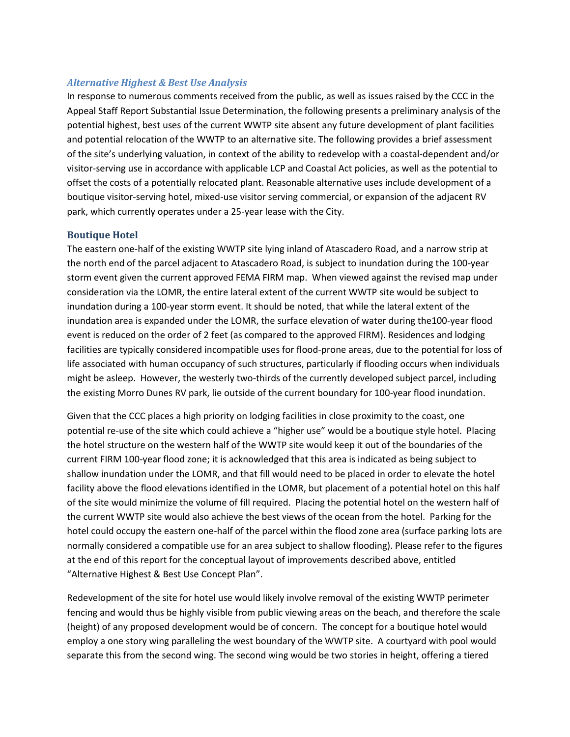### *Alternative Highest & Best Use Analysis*

In response to numerous comments received from the public, as well as issues raised by the CCC in the Appeal Staff Report Substantial Issue Determination, the following presents a preliminary analysis of the potential highest, best uses of the current WWTP site absent any future development of plant facilities and potential relocation of the WWTP to an alternative site. The following provides a brief assessment of the site's underlying valuation, in context of the ability to redevelop with a coastal-dependent and/or visitor-serving use in accordance with applicable LCP and Coastal Act policies, as well as the potential to offset the costs of a potentially relocated plant. Reasonable alternative uses include development of a boutique visitor-serving hotel, mixed-use visitor serving commercial, or expansion of the adjacent RV park, which currently operates under a 25-year lease with the City.

### Boutique Hotel

The eastern one-half of the existing WWTP site lying inland of Atascadero Road, and a narrow strip at the north end of the parcel adjacent to Atascadero Road, is subject to inundation during the 100-year storm event given the current approved FEMA FIRM map. When viewed against the revised map under consideration via the LOMR, the entire lateral extent of the current WWTP site would be subject to inundation during a 100-year storm event. It should be noted, that while the lateral extent of the inundation area is expanded under the LOMR, the surface elevation of water during the100-year flood event is reduced on the order of 2 feet (as compared to the approved FIRM). Residences and lodging facilities are typically considered incompatible uses for flood-prone areas, due to the potential for loss of life associated with human occupancy of such structures, particularly if flooding occurs when individuals might be asleep. However, the westerly two-thirds of the currently developed subject parcel, including the existing Morro Dunes RV park, lie outside of the current boundary for 100-year flood inundation.

Given that the CCC places a high priority on lodging facilities in close proximity to the coast, one potential re-use of the site which could achieve a "higher use" would be a boutique style hotel. Placing the hotel structure on the western half of the WWTP site would keep it out of the boundaries of the current FIRM 100-year flood zone; it is acknowledged that this area is indicated as being subject to shallow inundation under the LOMR, and that fill would need to be placed in order to elevate the hotel facility above the flood elevations identified in the LOMR, but placement of a potential hotel on this half of the site would minimize the volume of fill required. Placing the potential hotel on the western half of the current WWTP site would also achieve the best views of the ocean from the hotel. Parking for the hotel could occupy the eastern one-half of the parcel within the flood zone area (surface parking lots are normally considered a compatible use for an area subject to shallow flooding). Please refer to the figures at the end of this report for the conceptual layout of improvements described above, entitled "Alternative Highest & Best Use Concept Plan".

Redevelopment of the site for hotel use would likely involve removal of the existing WWTP perimeter fencing and would thus be highly visible from public viewing areas on the beach, and therefore the scale (height) of any proposed development would be of concern. The concept for a boutique hotel would employ a one story wing paralleling the west boundary of the WWTP site. A courtyard with pool would separate this from the second wing. The second wing would be two stories in height, offering a tiered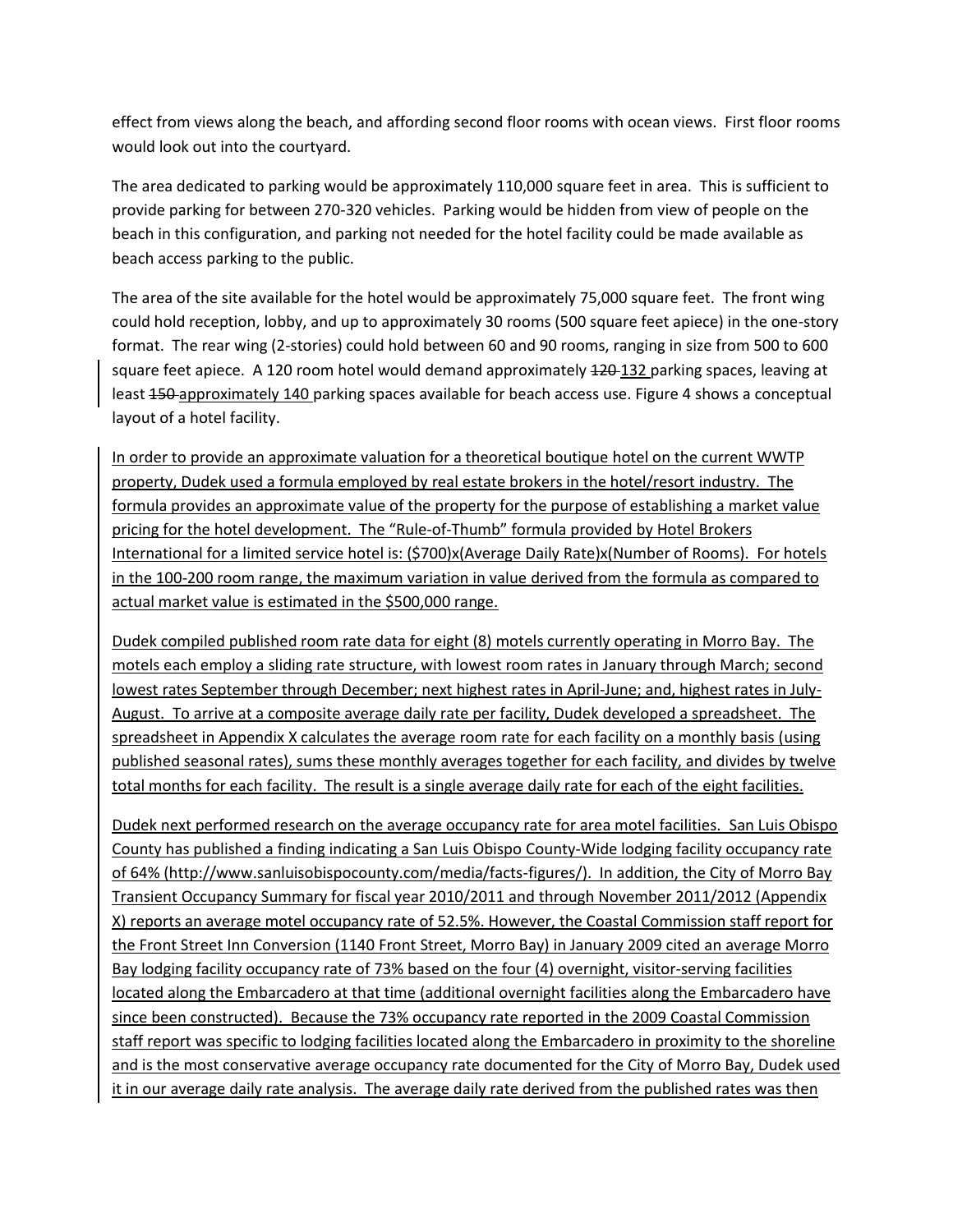effect from views along the beach, and affording second floor rooms with ocean views. First floor rooms would look out into the courtyard.

The area dedicated to parking would be approximately 110,000 square feet in area. This is sufficient to provide parking for between 270-320 vehicles. Parking would be hidden from view of people on the beach in this configuration, and parking not needed for the hotel facility could be made available as beach access parking to the public.

The area of the site available for the hotel would be approximately 75,000 square feet. The front wing could hold reception, lobby, and up to approximately 30 rooms (500 square feet apiece) in the one-story format. The rear wing (2-stories) could hold between 60 and 90 rooms, ranging in size from 500 to 600 square feet apiece. A 120 room hotel would demand approximately ~~120~~ 132 parking spaces, leaving at least ~~150~~ approximately 140 parking spaces available for beach access use. Figure 4 shows a conceptual layout of a hotel facility.

In order to provide an approximate valuation for a theoretical boutique hotel on the current WWTP property, Dudek used a formula employed by real estate brokers in the hotel/resort industry. The formula provides an approximate value of the property for the purpose of establishing a market value pricing for the hotel development. The "Rule-of-Thumb" formula provided by Hotel Brokers International for a limited service hotel is: ($700)x(Average Daily Rate)x(Number of Rooms). For hotels in the 100-200 room range, the maximum variation in value derived from the formula as compared to actual market value is estimated in the $500,000 range.

Dudek compiled published room rate data for eight (8) motels currently operating in Morro Bay. The motels each employ a sliding rate structure, with lowest room rates in January through March; second lowest rates September through December; next highest rates in April-June; and, highest rates in July-August. To arrive at a composite average daily rate per facility, Dudek developed a spreadsheet. The spreadsheet in Appendix X calculates the average room rate for each facility on a monthly basis (using published seasonal rates), sums these monthly averages together for each facility, and divides by twelve total months for each facility. The result is a single average daily rate for each of the eight facilities.

Dudek next performed research on the average occupancy rate for area motel facilities. San Luis Obispo County has published a finding indicating a San Luis Obispo County-Wide lodging facility occupancy rate of 64% (http://www.sanluisobispocounty.com/media/facts-figures/). In addition, the City of Morro Bay Transient Occupancy Summary for fiscal year 2010/2011 and through November 2011/2012 (Appendix X) reports an average motel occupancy rate of 52.5%. However, the Coastal Commission staff report for the Front Street Inn Conversion (1140 Front Street, Morro Bay) in January 2009 cited an average Morro Bay lodging facility occupancy rate of 73% based on the four (4) overnight, visitor-serving facilities located along the Embarcadero at that time (additional overnight facilities along the Embarcadero have since been constructed). Because the 73% occupancy rate reported in the 2009 Coastal Commission staff report was specific to lodging facilities located along the Embarcadero in proximity to the shoreline and is the most conservative average occupancy rate documented for the City of Morro Bay, Dudek used it in our average daily rate analysis. The average daily rate derived from the published rates was then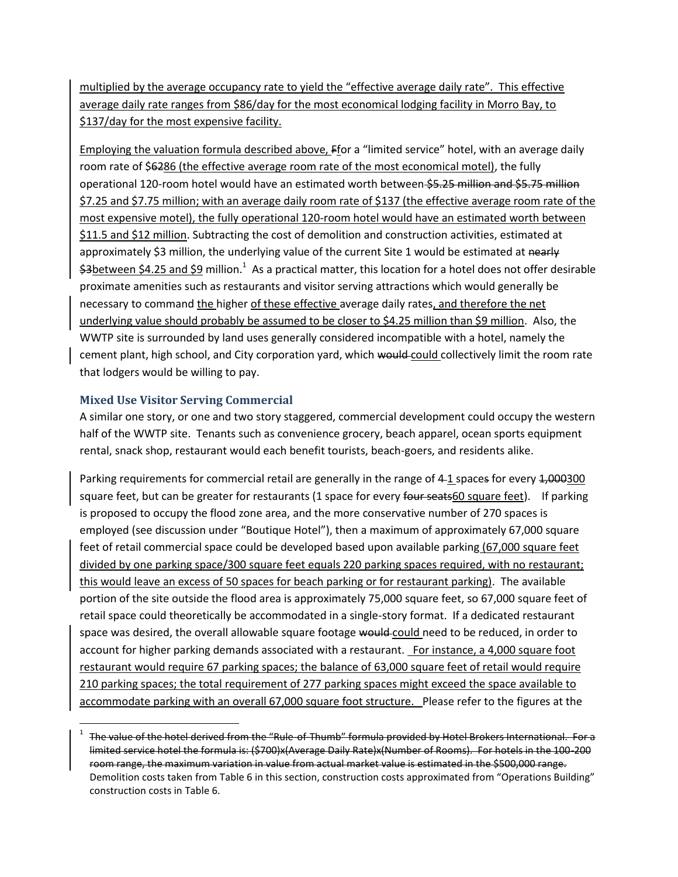multiplied by the average occupancy rate to yield the "effective average daily rate". This effective average daily rate ranges from $86/day for the most economical lodging facility in Morro Bay, to $137/day for the most expensive facility.

Employing the valuation formula described above, ~~F~~for a "limited service" hotel, with an average daily room rate of $~~62~~86 (the effective average room rate of the most economical motel), the fully operational 120-room hotel would have an estimated worth between ~~$5.25 million and $5.75 million~~ $7.25 and $7.75 million; with an average daily room rate of $137 (the effective average room rate of the most expensive motel), the fully operational 120-room hotel would have an estimated worth between $11.5 and $12 million. Subtracting the cost of demolition and construction activities, estimated at approximately $3 million, the underlying value of the current Site 1 would be estimated at ~~nearly $3~~between $4.25 and $9 million.[1] As a practical matter, this location for a hotel does not offer desirable proximate amenities such as restaurants and visitor serving attractions which would generally be necessary to command the higher of these effective average daily rates, and therefore the net underlying value should probably be assumed to be closer to $4.25 million than $9 million. Also, the WWTP site is surrounded by land uses generally considered incompatible with a hotel, namely the cement plant, high school, and City corporation yard, which ~~would~~ could collectively limit the room rate that lodgers would be willing to pay.

### Mixed Use Visitor Serving Commercial

A similar one story, or one and two story staggered, commercial development could occupy the western half of the WWTP site. Tenants such as convenience grocery, beach apparel, ocean sports equipment rental, snack shop, restaurant would each benefit tourists, beach-goers, and residents alike.

Parking requirements for commercial retail are generally in the range of ~~4~~ 1 space~~s~~ for every ~~1,000~~300 square feet, but can be greater for restaurants (1 space for every ~~four seats~~60 square feet). If parking is proposed to occupy the flood zone area, and the more conservative number of 270 spaces is employed (see discussion under "Boutique Hotel"), then a maximum of approximately 67,000 square feet of retail commercial space could be developed based upon available parking (67,000 square feet divided by one parking space/300 square feet equals 220 parking spaces required, with no restaurant; this would leave an excess of 50 spaces for beach parking or for restaurant parking). The available portion of the site outside the flood area is approximately 75,000 square feet, so 67,000 square feet of retail space could theoretically be accommodated in a single-story format. If a dedicated restaurant space was desired, the overall allowable square footage ~~would~~ could need to be reduced, in order to account for higher parking demands associated with a restaurant. For instance, a 4,000 square foot restaurant would require 67 parking spaces; the balance of 63,000 square feet of retail would require 210 parking spaces; the total requirement of 277 parking spaces might exceed the space available to accommodate parking with an overall 67,000 square foot structure. Please refer to the figures at the

---

[1] ~~The value of the hotel derived from the "Rule-of-Thumb" formula provided by Hotel Brokers International. For a limited service hotel the formula is: ($700)x(Average Daily Rate)x(Number of Rooms). For hotels in the 100-200 room range, the maximum variation in value from actual market value is estimated in the $500,000 range.~~ Demolition costs taken from Table 6 in this section, construction costs approximated from "Operations Building" construction costs in Table 6.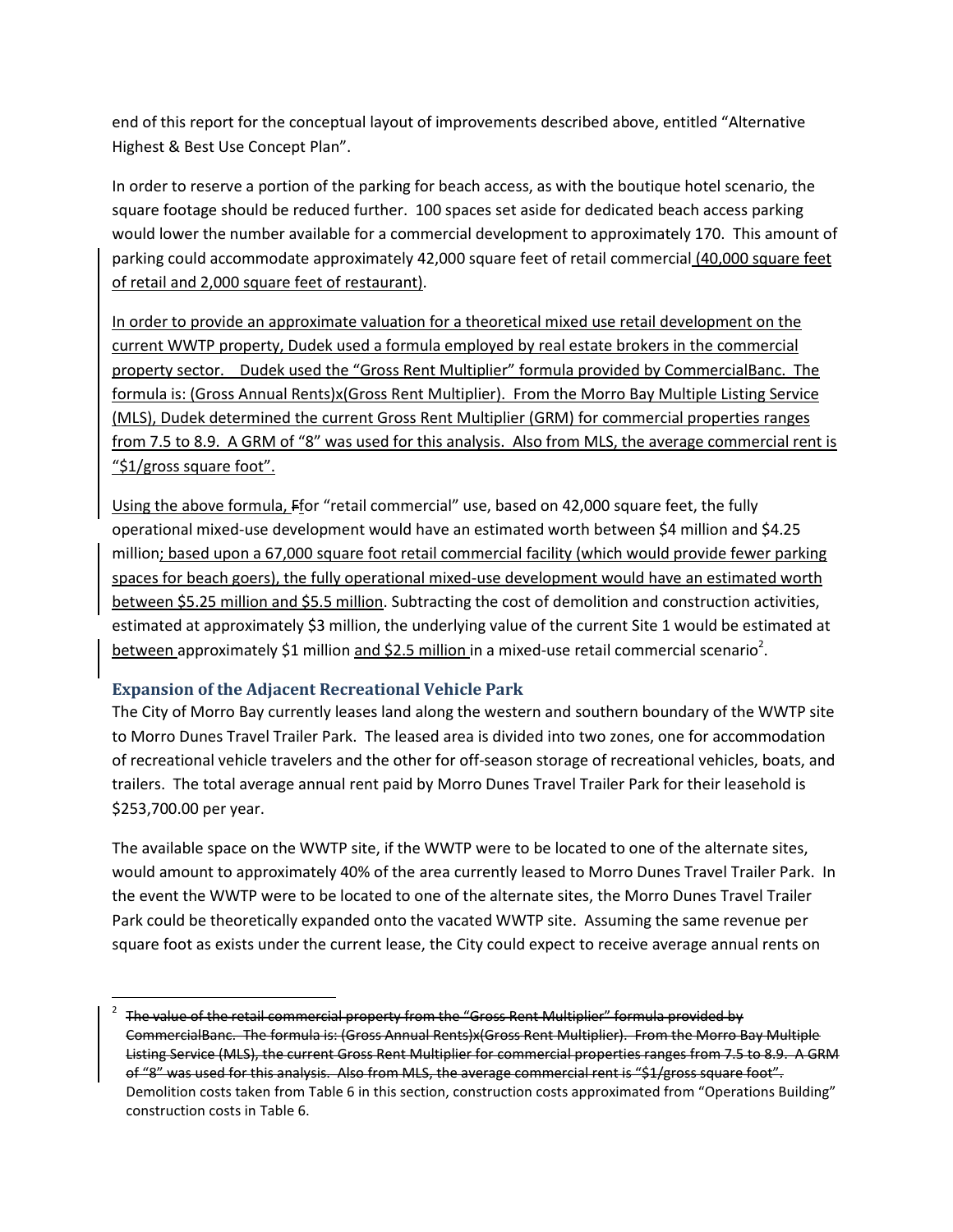end of this report for the conceptual layout of improvements described above, entitled "Alternative Highest & Best Use Concept Plan".

In order to reserve a portion of the parking for beach access, as with the boutique hotel scenario, the square footage should be reduced further. 100 spaces set aside for dedicated beach access parking would lower the number available for a commercial development to approximately 170. This amount of parking could accommodate approximately 42,000 square feet of retail commercial (40,000 square feet of retail and 2,000 square feet of restaurant).

In order to provide an approximate valuation for a theoretical mixed use retail development on the current WWTP property, Dudek used a formula employed by real estate brokers in the commercial property sector. Dudek used the "Gross Rent Multiplier" formula provided by CommercialBanc. The formula is: (Gross Annual Rents)x(Gross Rent Multiplier). From the Morro Bay Multiple Listing Service (MLS), Dudek determined the current Gross Rent Multiplier (GRM) for commercial properties ranges from 7.5 to 8.9. A GRM of "8" was used for this analysis. Also from MLS, the average commercial rent is "$1/gross square foot".

Using the above formula, ~~F~~for "retail commercial" use, based on 42,000 square feet, the fully operational mixed-use development would have an estimated worth between $4 million and $4.25 million; based upon a 67,000 square foot retail commercial facility (which would provide fewer parking spaces for beach goers), the fully operational mixed-use development would have an estimated worth between $5.25 million and $5.5 million. Subtracting the cost of demolition and construction activities, estimated at approximately $3 million, the underlying value of the current Site 1 would be estimated at between approximately $1 million and $2.5 million in a mixed-use retail commercial scenario[2].

### Expansion of the Adjacent Recreational Vehicle Park

The City of Morro Bay currently leases land along the western and southern boundary of the WWTP site to Morro Dunes Travel Trailer Park. The leased area is divided into two zones, one for accommodation of recreational vehicle travelers and the other for off-season storage of recreational vehicles, boats, and trailers. The total average annual rent paid by Morro Dunes Travel Trailer Park for their leasehold is $253,700.00 per year.

The available space on the WWTP site, if the WWTP were to be located to one of the alternate sites, would amount to approximately 40% of the area currently leased to Morro Dunes Travel Trailer Park. In the event the WWTP were to be located to one of the alternate sites, the Morro Dunes Travel Trailer Park could be theoretically expanded onto the vacated WWTP site. Assuming the same revenue per square foot as exists under the current lease, the City could expect to receive average annual rents on

---

[2] ~~The value of the retail commercial property from the "Gross Rent Multiplier" formula provided by CommercialBanc. The formula is: (Gross Annual Rents)x(Gross Rent Multiplier). From the Morro Bay Multiple Listing Service (MLS), the current Gross Rent Multiplier for commercial properties ranges from 7.5 to 8.9. A GRM of "8" was used for this analysis. Also from MLS, the average commercial rent is "$1/gross square foot".~~ Demolition costs taken from Table 6 in this section, construction costs approximated from "Operations Building" construction costs in Table 6.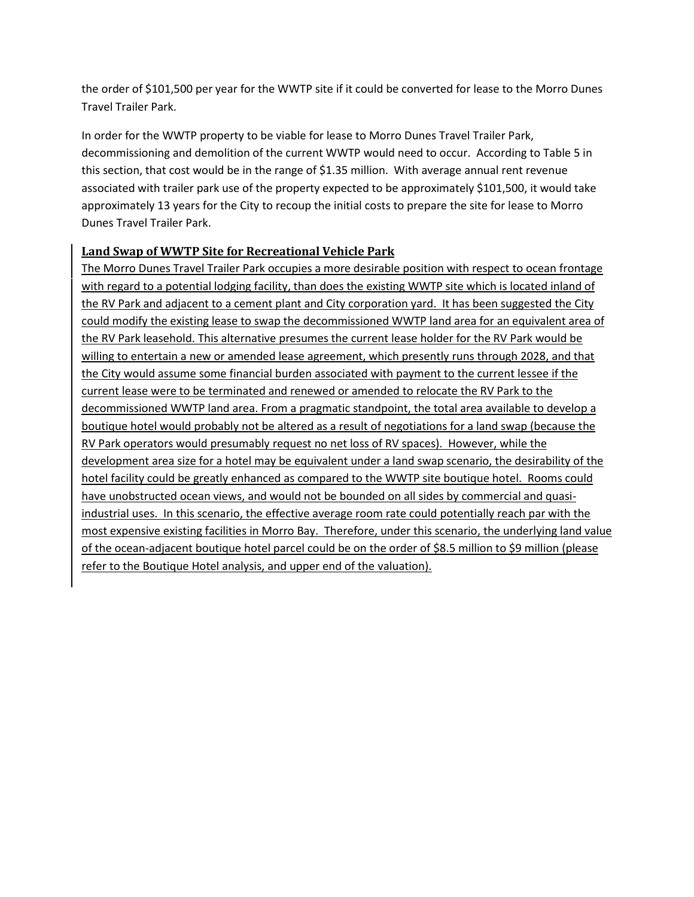the order of $101,500 per year for the WWTP site if it could be converted for lease to the Morro Dunes Travel Trailer Park.

In order for the WWTP property to be viable for lease to Morro Dunes Travel Trailer Park, decommissioning and demolition of the current WWTP would need to occur. According to Table 5 in this section, that cost would be in the range of $1.35 million. With average annual rent revenue associated with trailer park use of the property expected to be approximately $101,500, it would take approximately 13 years for the City to recoup the initial costs to prepare the site for lease to Morro Dunes Travel Trailer Park.

### Land Swap of WWTP Site for Recreational Vehicle Park

The Morro Dunes Travel Trailer Park occupies a more desirable position with respect to ocean frontage with regard to a potential lodging facility, than does the existing WWTP site which is located inland of the RV Park and adjacent to a cement plant and City corporation yard. It has been suggested the City could modify the existing lease to swap the decommissioned WWTP land area for an equivalent area of the RV Park leasehold. This alternative presumes the current lease holder for the RV Park would be willing to entertain a new or amended lease agreement, which presently runs through 2028, and that the City would assume some financial burden associated with payment to the current lessee if the current lease were to be terminated and renewed or amended to relocate the RV Park to the decommissioned WWTP land area. From a pragmatic standpoint, the total area available to develop a boutique hotel would probably not be altered as a result of negotiations for a land swap (because the RV Park operators would presumably request no net loss of RV spaces). However, while the development area size for a hotel may be equivalent under a land swap scenario, the desirability of the hotel facility could be greatly enhanced as compared to the WWTP site boutique hotel. Rooms could have unobstructed ocean views, and would not be bounded on all sides by commercial and quasi-industrial uses. In this scenario, the effective average room rate could potentially reach par with the most expensive existing facilities in Morro Bay. Therefore, under this scenario, the underlying land value of the ocean-adjacent boutique hotel parcel could be on the order of $8.5 million to $9 million (please refer to the Boutique Hotel analysis, and upper end of the valuation).